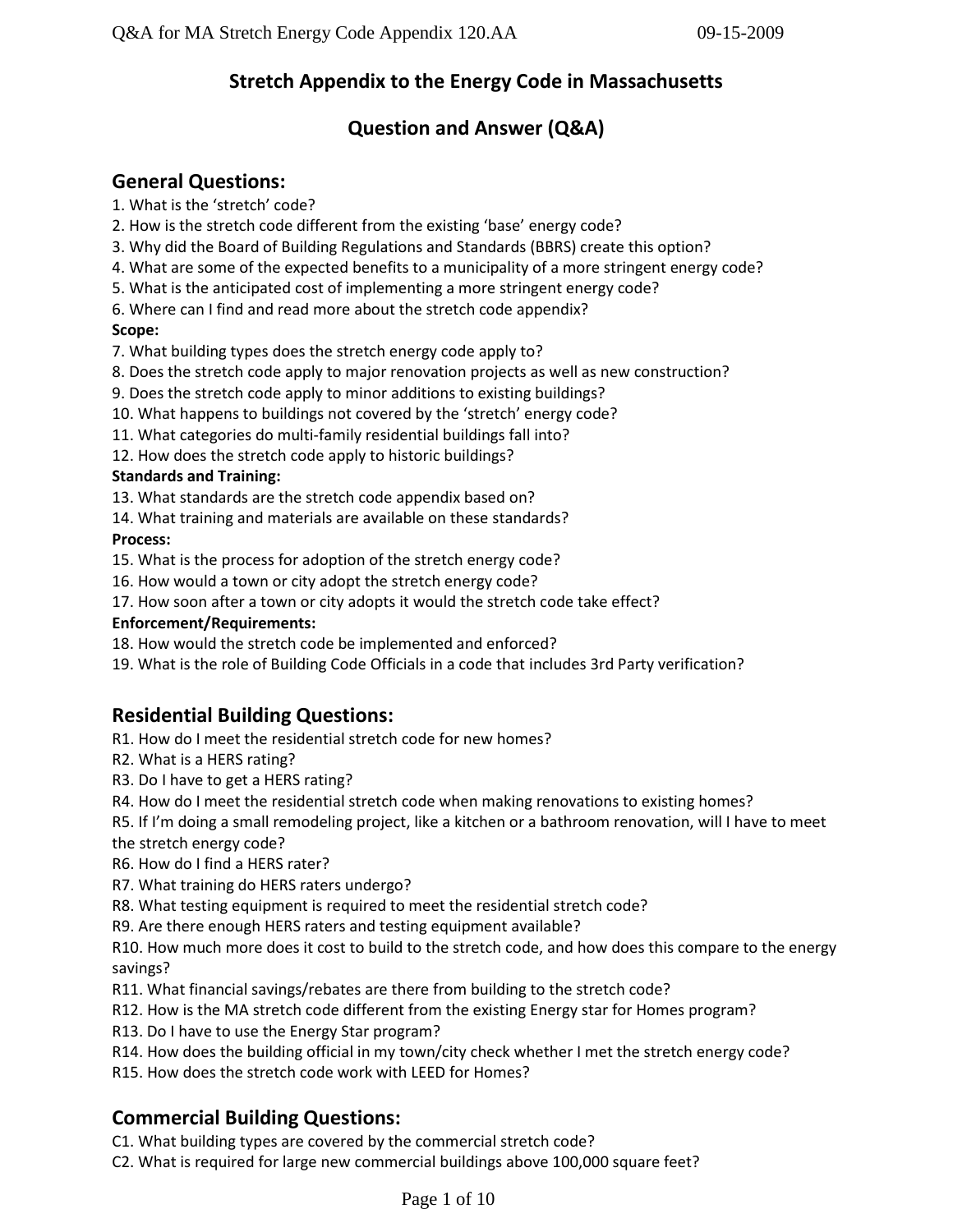# Stretch Appendix to the Energy Code in Massachusetts

# Question and Answer (Q&A)

## General Questions:

1. What is the 'stretch' code?
2. How is the stretch code different from the existing 'base' energy code?
3. Why did the Board of Building Regulations and Standards (BBRS) create this option?
4. What are some of the expected benefits to a municipality of a more stringent energy code?
5. What is the anticipated cost of implementing a more stringent energy code?
6. Where can I find and read more about the stretch code appendix?

**Scope:**

7. What building types does the stretch energy code apply to?
8. Does the stretch code apply to major renovation projects as well as new construction?
9. Does the stretch code apply to minor additions to existing buildings?
10. What happens to buildings not covered by the 'stretch' energy code?
11. What categories do multi-family residential buildings fall into?
12. How does the stretch code apply to historic buildings?

**Standards and Training:**

13. What standards are the stretch code appendix based on?
14. What training and materials are available on these standards?

**Process:**

15. What is the process for adoption of the stretch energy code?
16. How would a town or city adopt the stretch energy code?
17. How soon after a town or city adopts it would the stretch code take effect?

**Enforcement/Requirements:**

18. How would the stretch code be implemented and enforced?
19. What is the role of Building Code Officials in a code that includes 3rd Party verification?

## Residential Building Questions:

R1. How do I meet the residential stretch code for new homes?
R2. What is a HERS rating?
R3. Do I have to get a HERS rating?
R4. How do I meet the residential stretch code when making renovations to existing homes?
R5. If I'm doing a small remodeling project, like a kitchen or a bathroom renovation, will I have to meet the stretch energy code?
R6. How do I find a HERS rater?
R7. What training do HERS raters undergo?
R8. What testing equipment is required to meet the residential stretch code?
R9. Are there enough HERS raters and testing equipment available?
R10. How much more does it cost to build to the stretch code, and how does this compare to the energy savings?
R11. What financial savings/rebates are there from building to the stretch code?
R12. How is the MA stretch code different from the existing Energy star for Homes program?
R13. Do I have to use the Energy Star program?
R14. How does the building official in my town/city check whether I met the stretch energy code?
R15. How does the stretch code work with LEED for Homes?

## Commercial Building Questions:

C1. What building types are covered by the commercial stretch code?
C2. What is required for large new commercial buildings above 100,000 square feet?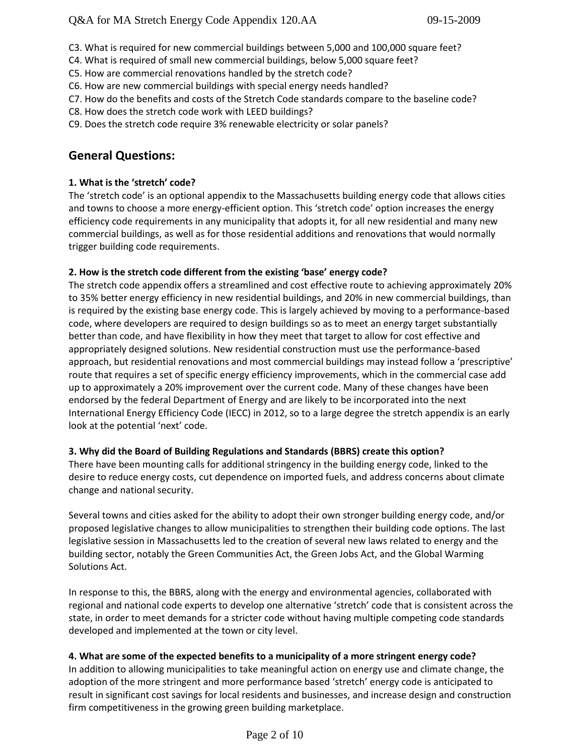C3. What is required for new commercial buildings between 5,000 and 100,000 square feet?
C4. What is required of small new commercial buildings, below 5,000 square feet?
C5. How are commercial renovations handled by the stretch code?
C6. How are new commercial buildings with special energy needs handled?
C7. How do the benefits and costs of the Stretch Code standards compare to the baseline code?
C8. How does the stretch code work with LEED buildings?
C9. Does the stretch code require 3% renewable electricity or solar panels?

## General Questions:

**1. What is the 'stretch' code?**

The 'stretch code' is an optional appendix to the Massachusetts building energy code that allows cities and towns to choose a more energy-efficient option. This 'stretch code' option increases the energy efficiency code requirements in any municipality that adopts it, for all new residential and many new commercial buildings, as well as for those residential additions and renovations that would normally trigger building code requirements.

**2. How is the stretch code different from the existing 'base' energy code?**

The stretch code appendix offers a streamlined and cost effective route to achieving approximately 20% to 35% better energy efficiency in new residential buildings, and 20% in new commercial buildings, than is required by the existing base energy code. This is largely achieved by moving to a performance-based code, where developers are required to design buildings so as to meet an energy target substantially better than code, and have flexibility in how they meet that target to allow for cost effective and appropriately designed solutions. New residential construction must use the performance-based approach, but residential renovations and most commercial buildings may instead follow a 'prescriptive' route that requires a set of specific energy efficiency improvements, which in the commercial case add up to approximately a 20% improvement over the current code. Many of these changes have been endorsed by the federal Department of Energy and are likely to be incorporated into the next International Energy Efficiency Code (IECC) in 2012, so to a large degree the stretch appendix is an early look at the potential 'next' code.

**3. Why did the Board of Building Regulations and Standards (BBRS) create this option?**

There have been mounting calls for additional stringency in the building energy code, linked to the desire to reduce energy costs, cut dependence on imported fuels, and address concerns about climate change and national security.

Several towns and cities asked for the ability to adopt their own stronger building energy code, and/or proposed legislative changes to allow municipalities to strengthen their building code options. The last legislative session in Massachusetts led to the creation of several new laws related to energy and the building sector, notably the Green Communities Act, the Green Jobs Act, and the Global Warming Solutions Act.

In response to this, the BBRS, along with the energy and environmental agencies, collaborated with regional and national code experts to develop one alternative 'stretch' code that is consistent across the state, in order to meet demands for a stricter code without having multiple competing code standards developed and implemented at the town or city level.

**4. What are some of the expected benefits to a municipality of a more stringent energy code?**

In addition to allowing municipalities to take meaningful action on energy use and climate change, the adoption of the more stringent and more performance based 'stretch' energy code is anticipated to result in significant cost savings for local residents and businesses, and increase design and construction firm competitiveness in the growing green building marketplace.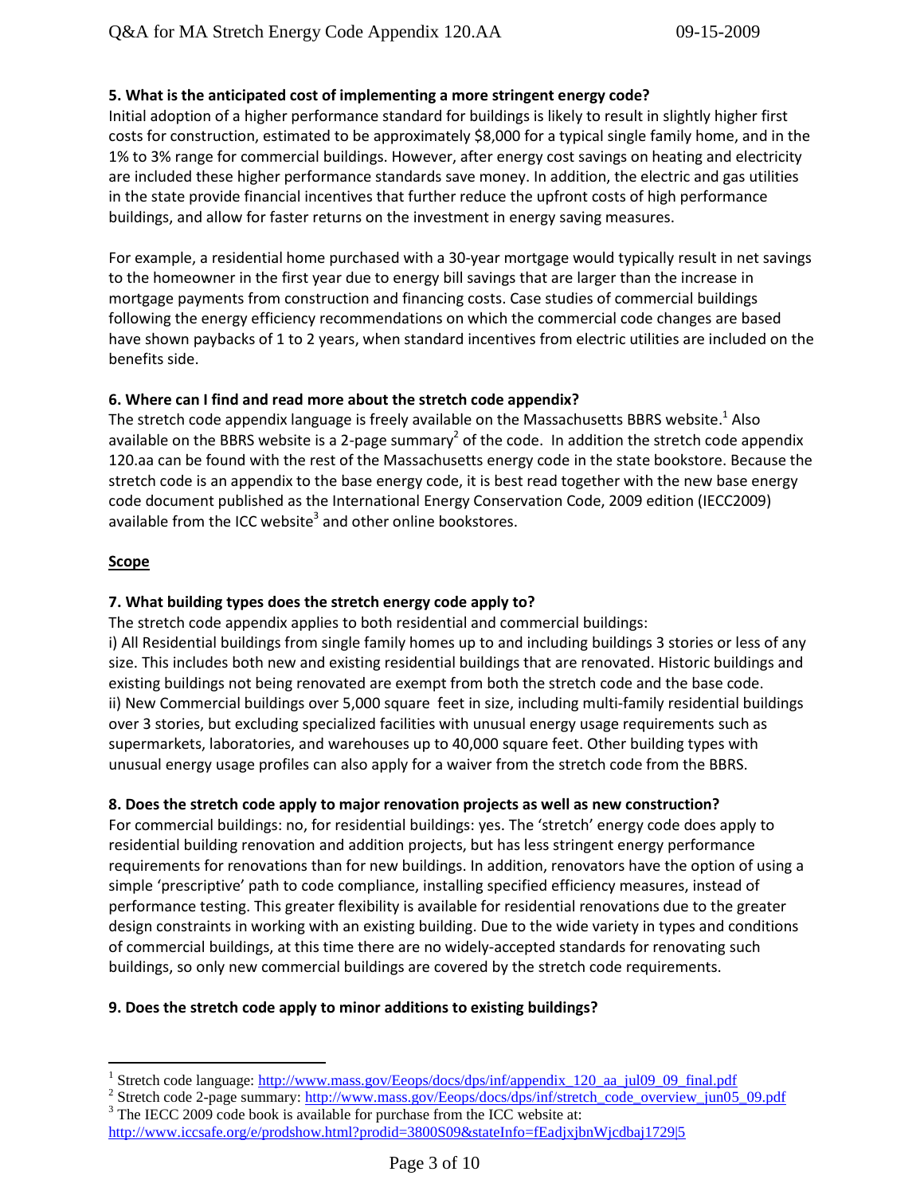**5. What is the anticipated cost of implementing a more stringent energy code?**

Initial adoption of a higher performance standard for buildings is likely to result in slightly higher first costs for construction, estimated to be approximately $8,000 for a typical single family home, and in the 1% to 3% range for commercial buildings. However, after energy cost savings on heating and electricity are included these higher performance standards save money. In addition, the electric and gas utilities in the state provide financial incentives that further reduce the upfront costs of high performance buildings, and allow for faster returns on the investment in energy saving measures.

For example, a residential home purchased with a 30-year mortgage would typically result in net savings to the homeowner in the first year due to energy bill savings that are larger than the increase in mortgage payments from construction and financing costs. Case studies of commercial buildings following the energy efficiency recommendations on which the commercial code changes are based have shown paybacks of 1 to 2 years, when standard incentives from electric utilities are included on the benefits side.

**6. Where can I find and read more about the stretch code appendix?**

The stretch code appendix language is freely available on the Massachusetts BBRS website.[1] Also available on the BBRS website is a 2-page summary[2] of the code. In addition the stretch code appendix 120.aa can be found with the rest of the Massachusetts energy code in the state bookstore. Because the stretch code is an appendix to the base energy code, it is best read together with the new base energy code document published as the International Energy Conservation Code, 2009 edition (IECC2009) available from the ICC website[3] and other online bookstores.

**Scope**

**7. What building types does the stretch energy code apply to?**

The stretch code appendix applies to both residential and commercial buildings:

i) All Residential buildings from single family homes up to and including buildings 3 stories or less of any size. This includes both new and existing residential buildings that are renovated. Historic buildings and existing buildings not being renovated are exempt from both the stretch code and the base code.

ii) New Commercial buildings over 5,000 square feet in size, including multi-family residential buildings over 3 stories, but excluding specialized facilities with unusual energy usage requirements such as supermarkets, laboratories, and warehouses up to 40,000 square feet. Other building types with unusual energy usage profiles can also apply for a waiver from the stretch code from the BBRS.

**8. Does the stretch code apply to major renovation projects as well as new construction?**

For commercial buildings: no, for residential buildings: yes. The 'stretch' energy code does apply to residential building renovation and addition projects, but has less stringent energy performance requirements for renovations than for new buildings. In addition, renovators have the option of using a simple 'prescriptive' path to code compliance, installing specified efficiency measures, instead of performance testing. This greater flexibility is available for residential renovations due to the greater design constraints in working with an existing building. Due to the wide variety in types and conditions of commercial buildings, at this time there are no widely-accepted standards for renovating such buildings, so only new commercial buildings are covered by the stretch code requirements.

**9. Does the stretch code apply to minor additions to existing buildings?**

---

[1] Stretch code language: http://www.mass.gov/Eeops/docs/dps/inf/appendix_120_aa_jul09_09_final.pdf

[2] Stretch code 2-page summary: http://www.mass.gov/Eeops/docs/dps/inf/stretch_code_overview_jun05_09.pdf

[3] The IECC 2009 code book is available for purchase from the ICC website at: http://www.iccsafe.org/e/prodshow.html?prodid=3800S09&stateInfo=fEadjxjbnWjcdbaj1729|5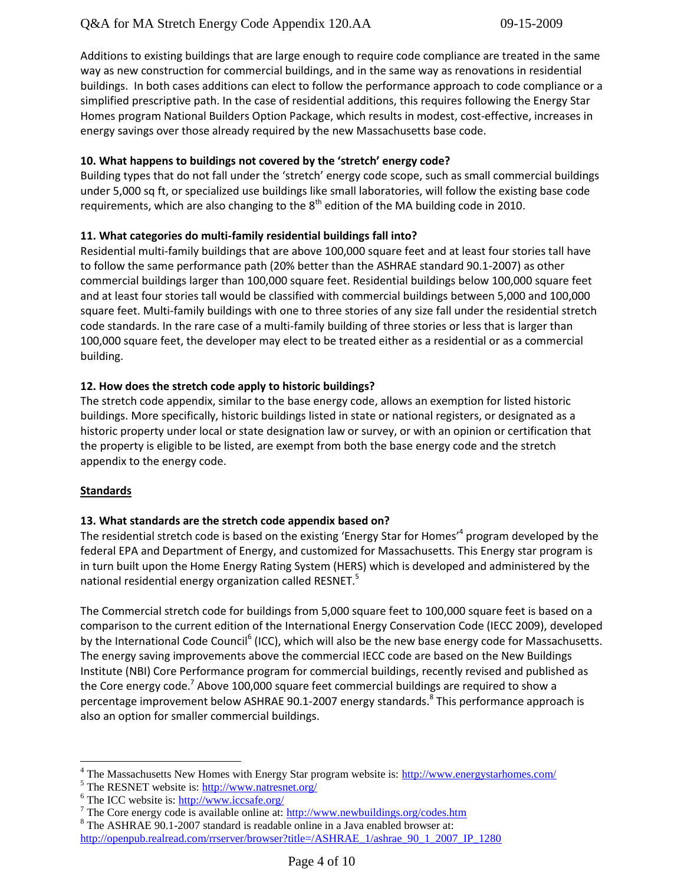Additions to existing buildings that are large enough to require code compliance are treated in the same way as new construction for commercial buildings, and in the same way as renovations in residential buildings. In both cases additions can elect to follow the performance approach to code compliance or a simplified prescriptive path. In the case of residential additions, this requires following the Energy Star Homes program National Builders Option Package, which results in modest, cost-effective, increases in energy savings over those already required by the new Massachusetts base code.

**10. What happens to buildings not covered by the 'stretch' energy code?**

Building types that do not fall under the 'stretch' energy code scope, such as small commercial buildings under 5,000 sq ft, or specialized use buildings like small laboratories, will follow the existing base code requirements, which are also changing to the 8th edition of the MA building code in 2010.

**11. What categories do multi-family residential buildings fall into?**

Residential multi-family buildings that are above 100,000 square feet and at least four stories tall have to follow the same performance path (20% better than the ASHRAE standard 90.1-2007) as other commercial buildings larger than 100,000 square feet. Residential buildings below 100,000 square feet and at least four stories tall would be classified with commercial buildings between 5,000 and 100,000 square feet. Multi-family buildings with one to three stories of any size fall under the residential stretch code standards. In the rare case of a multi-family building of three stories or less that is larger than 100,000 square feet, the developer may elect to be treated either as a residential or as a commercial building.

**12. How does the stretch code apply to historic buildings?**

The stretch code appendix, similar to the base energy code, allows an exemption for listed historic buildings. More specifically, historic buildings listed in state or national registers, or designated as a historic property under local or state designation law or survey, or with an opinion or certification that the property is eligible to be listed, are exempt from both the base energy code and the stretch appendix to the energy code.

## Standards

**13. What standards are the stretch code appendix based on?**

The residential stretch code is based on the existing 'Energy Star for Homes'[4] program developed by the federal EPA and Department of Energy, and customized for Massachusetts. This Energy star program is in turn built upon the Home Energy Rating System (HERS) which is developed and administered by the national residential energy organization called RESNET.[5]

The Commercial stretch code for buildings from 5,000 square feet to 100,000 square feet is based on a comparison to the current edition of the International Energy Conservation Code (IECC 2009), developed by the International Code Council[6] (ICC), which will also be the new base energy code for Massachusetts. The energy saving improvements above the commercial IECC code are based on the New Buildings Institute (NBI) Core Performance program for commercial buildings, recently revised and published as the Core energy code.[7] Above 100,000 square feet commercial buildings are required to show a percentage improvement below ASHRAE 90.1-2007 energy standards.[8] This performance approach is also an option for smaller commercial buildings.

---

[4] The Massachusetts New Homes with Energy Star program website is: http://www.energystarhomes.com/

[5] The RESNET website is: http://www.natresnet.org/

[6] The ICC website is: http://www.iccsafe.org/

[7] The Core energy code is available online at: http://www.newbuildings.org/codes.htm

[8] The ASHRAE 90.1-2007 standard is readable online in a Java enabled browser at: http://openpub.realread.com/rrserver/browser?title=/ASHRAE_1/ashrae_90_1_2007_IP_1280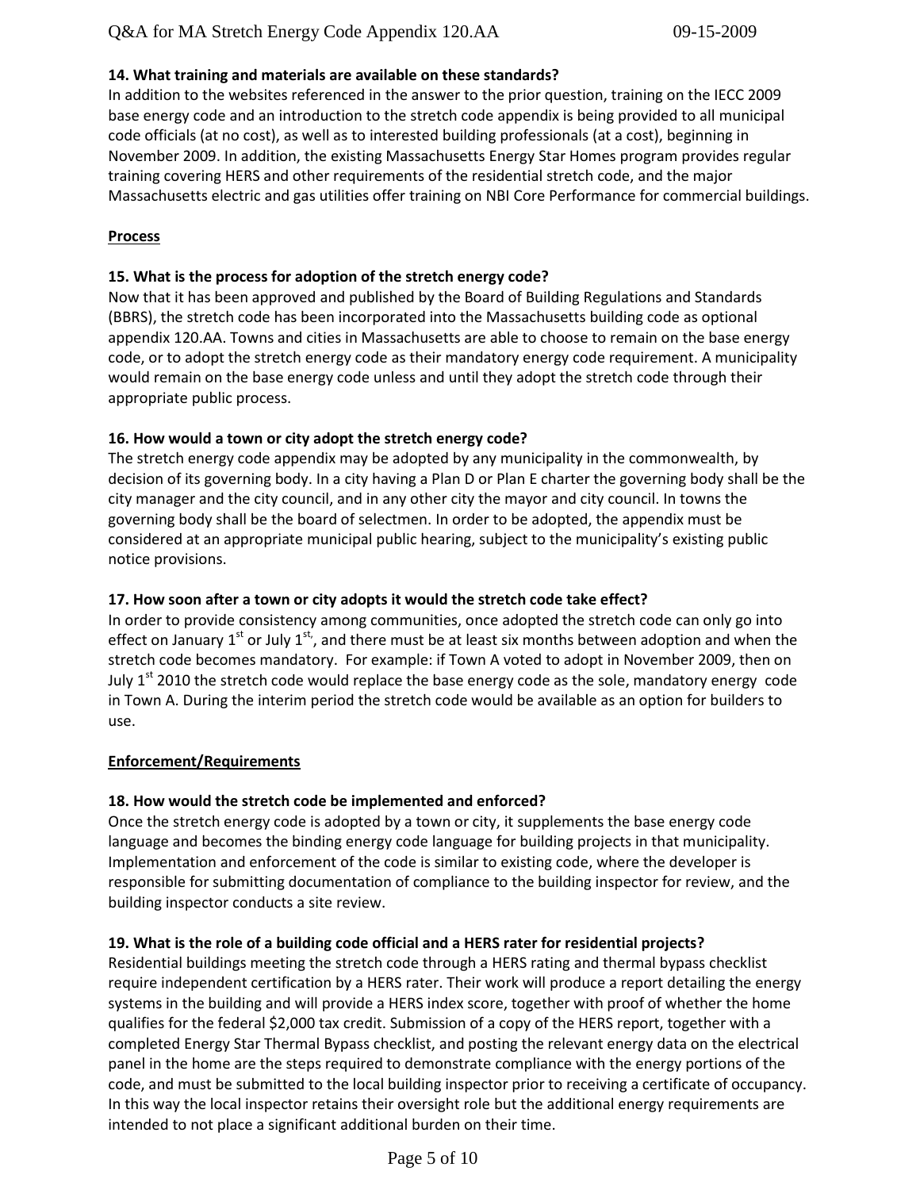**14. What training and materials are available on these standards?**

In addition to the websites referenced in the answer to the prior question, training on the IECC 2009 base energy code and an introduction to the stretch code appendix is being provided to all municipal code officials (at no cost), as well as to interested building professionals (at a cost), beginning in November 2009. In addition, the existing Massachusetts Energy Star Homes program provides regular training covering HERS and other requirements of the residential stretch code, and the major Massachusetts electric and gas utilities offer training on NBI Core Performance for commercial buildings.

**Process**

**15. What is the process for adoption of the stretch energy code?**

Now that it has been approved and published by the Board of Building Regulations and Standards (BBRS), the stretch code has been incorporated into the Massachusetts building code as optional appendix 120.AA. Towns and cities in Massachusetts are able to choose to remain on the base energy code, or to adopt the stretch energy code as their mandatory energy code requirement. A municipality would remain on the base energy code unless and until they adopt the stretch code through their appropriate public process.

**16. How would a town or city adopt the stretch energy code?**

The stretch energy code appendix may be adopted by any municipality in the commonwealth, by decision of its governing body. In a city having a Plan D or Plan E charter the governing body shall be the city manager and the city council, and in any other city the mayor and city council. In towns the governing body shall be the board of selectmen. In order to be adopted, the appendix must be considered at an appropriate municipal public hearing, subject to the municipality's existing public notice provisions.

**17. How soon after a town or city adopts it would the stretch code take effect?**

In order to provide consistency among communities, once adopted the stretch code can only go into effect on January 1st or July 1st, and there must be at least six months between adoption and when the stretch code becomes mandatory. For example: if Town A voted to adopt in November 2009, then on July 1st 2010 the stretch code would replace the base energy code as the sole, mandatory energy code in Town A. During the interim period the stretch code would be available as an option for builders to use.

**Enforcement/Requirements**

**18. How would the stretch code be implemented and enforced?**

Once the stretch energy code is adopted by a town or city, it supplements the base energy code language and becomes the binding energy code language for building projects in that municipality. Implementation and enforcement of the code is similar to existing code, where the developer is responsible for submitting documentation of compliance to the building inspector for review, and the building inspector conducts a site review.

**19. What is the role of a building code official and a HERS rater for residential projects?**

Residential buildings meeting the stretch code through a HERS rating and thermal bypass checklist require independent certification by a HERS rater. Their work will produce a report detailing the energy systems in the building and will provide a HERS index score, together with proof of whether the home qualifies for the federal $2,000 tax credit. Submission of a copy of the HERS report, together with a completed Energy Star Thermal Bypass checklist, and posting the relevant energy data on the electrical panel in the home are the steps required to demonstrate compliance with the energy portions of the code, and must be submitted to the local building inspector prior to receiving a certificate of occupancy. In this way the local inspector retains their oversight role but the additional energy requirements are intended to not place a significant additional burden on their time.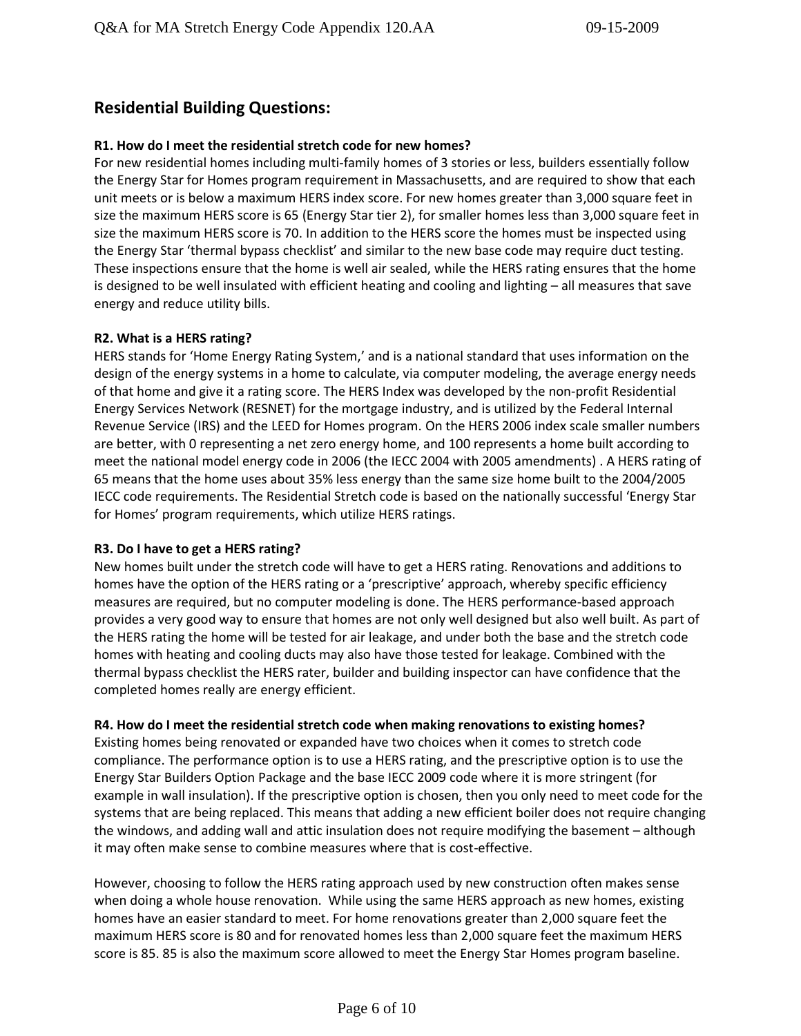## Residential Building Questions:

**R1. How do I meet the residential stretch code for new homes?**

For new residential homes including multi-family homes of 3 stories or less, builders essentially follow the Energy Star for Homes program requirement in Massachusetts, and are required to show that each unit meets or is below a maximum HERS index score. For new homes greater than 3,000 square feet in size the maximum HERS score is 65 (Energy Star tier 2), for smaller homes less than 3,000 square feet in size the maximum HERS score is 70. In addition to the HERS score the homes must be inspected using the Energy Star 'thermal bypass checklist' and similar to the new base code may require duct testing. These inspections ensure that the home is well air sealed, while the HERS rating ensures that the home is designed to be well insulated with efficient heating and cooling and lighting – all measures that save energy and reduce utility bills.

**R2. What is a HERS rating?**

HERS stands for 'Home Energy Rating System,' and is a national standard that uses information on the design of the energy systems in a home to calculate, via computer modeling, the average energy needs of that home and give it a rating score. The HERS Index was developed by the non-profit Residential Energy Services Network (RESNET) for the mortgage industry, and is utilized by the Federal Internal Revenue Service (IRS) and the LEED for Homes program. On the HERS 2006 index scale smaller numbers are better, with 0 representing a net zero energy home, and 100 represents a home built according to meet the national model energy code in 2006 (the IECC 2004 with 2005 amendments) . A HERS rating of 65 means that the home uses about 35% less energy than the same size home built to the 2004/2005 IECC code requirements. The Residential Stretch code is based on the nationally successful 'Energy Star for Homes' program requirements, which utilize HERS ratings.

**R3. Do I have to get a HERS rating?**

New homes built under the stretch code will have to get a HERS rating. Renovations and additions to homes have the option of the HERS rating or a 'prescriptive' approach, whereby specific efficiency measures are required, but no computer modeling is done. The HERS performance-based approach provides a very good way to ensure that homes are not only well designed but also well built. As part of the HERS rating the home will be tested for air leakage, and under both the base and the stretch code homes with heating and cooling ducts may also have those tested for leakage. Combined with the thermal bypass checklist the HERS rater, builder and building inspector can have confidence that the completed homes really are energy efficient.

**R4. How do I meet the residential stretch code when making renovations to existing homes?**

Existing homes being renovated or expanded have two choices when it comes to stretch code compliance. The performance option is to use a HERS rating, and the prescriptive option is to use the Energy Star Builders Option Package and the base IECC 2009 code where it is more stringent (for example in wall insulation). If the prescriptive option is chosen, then you only need to meet code for the systems that are being replaced. This means that adding a new efficient boiler does not require changing the windows, and adding wall and attic insulation does not require modifying the basement – although it may often make sense to combine measures where that is cost-effective.

However, choosing to follow the HERS rating approach used by new construction often makes sense when doing a whole house renovation. While using the same HERS approach as new homes, existing homes have an easier standard to meet. For home renovations greater than 2,000 square feet the maximum HERS score is 80 and for renovated homes less than 2,000 square feet the maximum HERS score is 85. 85 is also the maximum score allowed to meet the Energy Star Homes program baseline.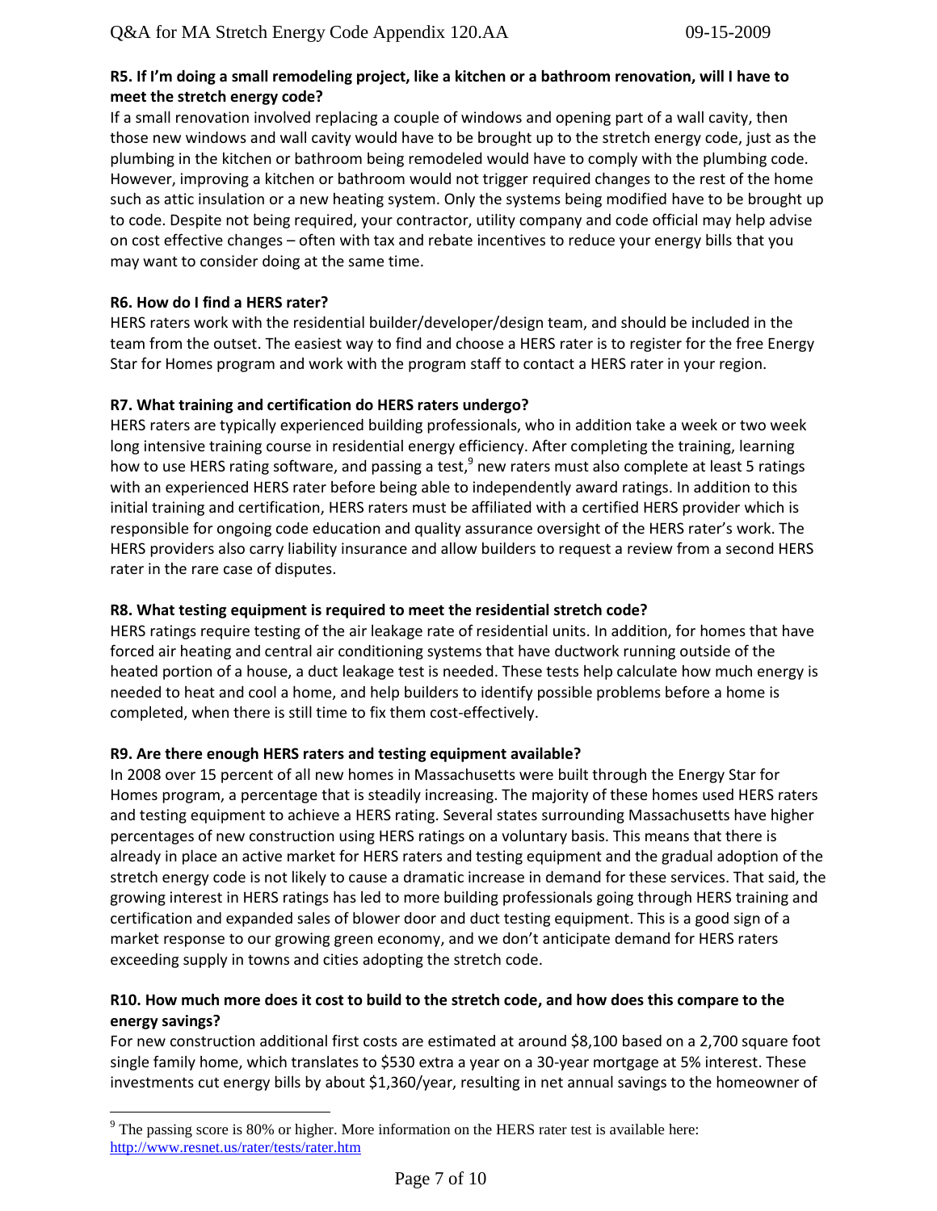**R5. If I'm doing a small remodeling project, like a kitchen or a bathroom renovation, will I have to meet the stretch energy code?**

If a small renovation involved replacing a couple of windows and opening part of a wall cavity, then those new windows and wall cavity would have to be brought up to the stretch energy code, just as the plumbing in the kitchen or bathroom being remodeled would have to comply with the plumbing code. However, improving a kitchen or bathroom would not trigger required changes to the rest of the home such as attic insulation or a new heating system. Only the systems being modified have to be brought up to code. Despite not being required, your contractor, utility company and code official may help advise on cost effective changes – often with tax and rebate incentives to reduce your energy bills that you may want to consider doing at the same time.

**R6. How do I find a HERS rater?**

HERS raters work with the residential builder/developer/design team, and should be included in the team from the outset. The easiest way to find and choose a HERS rater is to register for the free Energy Star for Homes program and work with the program staff to contact a HERS rater in your region.

**R7. What training and certification do HERS raters undergo?**

HERS raters are typically experienced building professionals, who in addition take a week or two week long intensive training course in residential energy efficiency. After completing the training, learning how to use HERS rating software, and passing a test,[9] new raters must also complete at least 5 ratings with an experienced HERS rater before being able to independently award ratings. In addition to this initial training and certification, HERS raters must be affiliated with a certified HERS provider which is responsible for ongoing code education and quality assurance oversight of the HERS rater's work. The HERS providers also carry liability insurance and allow builders to request a review from a second HERS rater in the rare case of disputes.

**R8. What testing equipment is required to meet the residential stretch code?**

HERS ratings require testing of the air leakage rate of residential units. In addition, for homes that have forced air heating and central air conditioning systems that have ductwork running outside of the heated portion of a house, a duct leakage test is needed. These tests help calculate how much energy is needed to heat and cool a home, and help builders to identify possible problems before a home is completed, when there is still time to fix them cost-effectively.

**R9. Are there enough HERS raters and testing equipment available?**

In 2008 over 15 percent of all new homes in Massachusetts were built through the Energy Star for Homes program, a percentage that is steadily increasing. The majority of these homes used HERS raters and testing equipment to achieve a HERS rating. Several states surrounding Massachusetts have higher percentages of new construction using HERS ratings on a voluntary basis. This means that there is already in place an active market for HERS raters and testing equipment and the gradual adoption of the stretch energy code is not likely to cause a dramatic increase in demand for these services. That said, the growing interest in HERS ratings has led to more building professionals going through HERS training and certification and expanded sales of blower door and duct testing equipment. This is a good sign of a market response to our growing green economy, and we don't anticipate demand for HERS raters exceeding supply in towns and cities adopting the stretch code.

**R10. How much more does it cost to build to the stretch code, and how does this compare to the energy savings?**

For new construction additional first costs are estimated at around $8,100 based on a 2,700 square foot single family home, which translates to $530 extra a year on a 30-year mortgage at 5% interest. These investments cut energy bills by about $1,360/year, resulting in net annual savings to the homeowner of

---

[9] The passing score is 80% or higher. More information on the HERS rater test is available here: http://www.resnet.us/rater/tests/rater.htm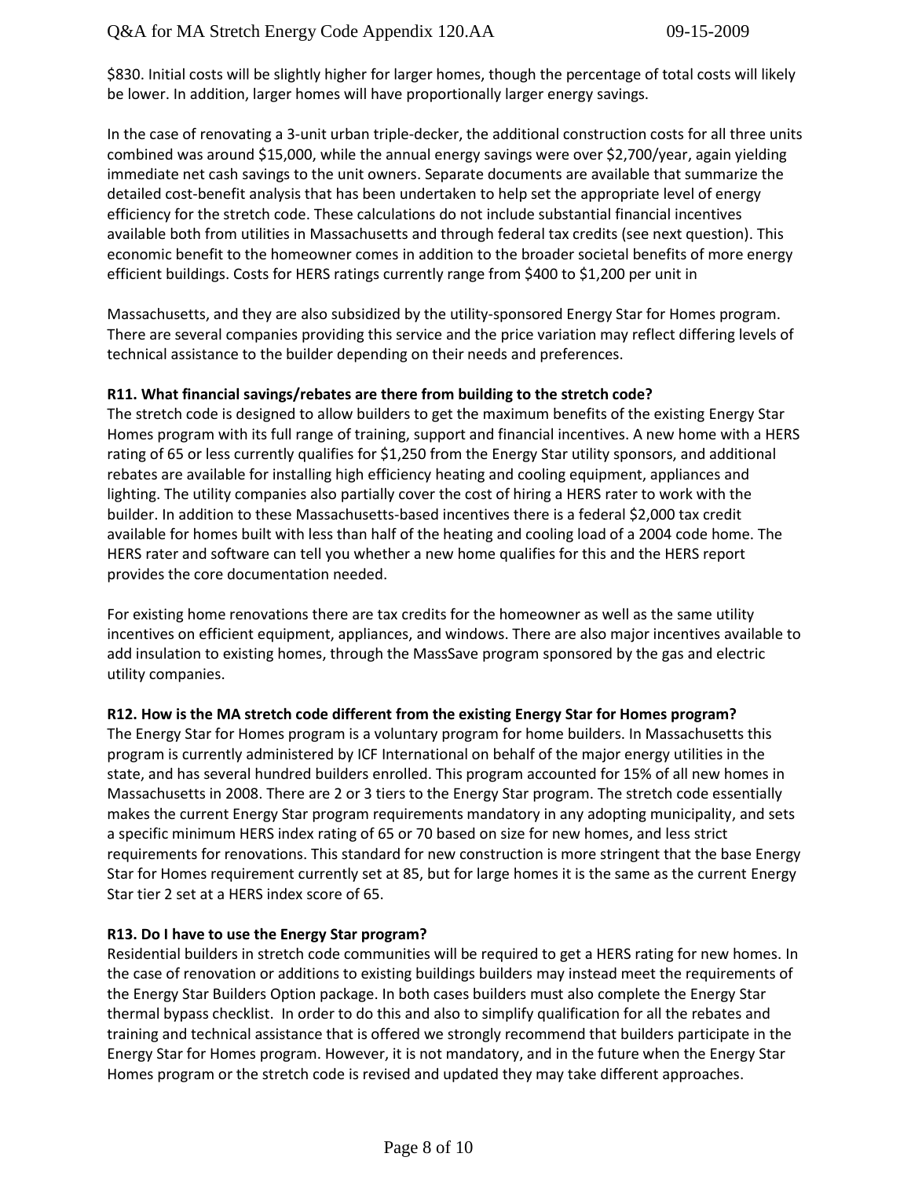$830. Initial costs will be slightly higher for larger homes, though the percentage of total costs will likely be lower. In addition, larger homes will have proportionally larger energy savings.

In the case of renovating a 3-unit urban triple-decker, the additional construction costs for all three units combined was around $15,000, while the annual energy savings were over $2,700/year, again yielding immediate net cash savings to the unit owners. Separate documents are available that summarize the detailed cost-benefit analysis that has been undertaken to help set the appropriate level of energy efficiency for the stretch code. These calculations do not include substantial financial incentives available both from utilities in Massachusetts and through federal tax credits (see next question). This economic benefit to the homeowner comes in addition to the broader societal benefits of more energy efficient buildings. Costs for HERS ratings currently range from $400 to $1,200 per unit in

Massachusetts, and they are also subsidized by the utility-sponsored Energy Star for Homes program. There are several companies providing this service and the price variation may reflect differing levels of technical assistance to the builder depending on their needs and preferences.

**R11. What financial savings/rebates are there from building to the stretch code?**

The stretch code is designed to allow builders to get the maximum benefits of the existing Energy Star Homes program with its full range of training, support and financial incentives. A new home with a HERS rating of 65 or less currently qualifies for $1,250 from the Energy Star utility sponsors, and additional rebates are available for installing high efficiency heating and cooling equipment, appliances and lighting. The utility companies also partially cover the cost of hiring a HERS rater to work with the builder. In addition to these Massachusetts-based incentives there is a federal $2,000 tax credit available for homes built with less than half of the heating and cooling load of a 2004 code home. The HERS rater and software can tell you whether a new home qualifies for this and the HERS report provides the core documentation needed.

For existing home renovations there are tax credits for the homeowner as well as the same utility incentives on efficient equipment, appliances, and windows. There are also major incentives available to add insulation to existing homes, through the MassSave program sponsored by the gas and electric utility companies.

**R12. How is the MA stretch code different from the existing Energy Star for Homes program?**

The Energy Star for Homes program is a voluntary program for home builders. In Massachusetts this program is currently administered by ICF International on behalf of the major energy utilities in the state, and has several hundred builders enrolled. This program accounted for 15% of all new homes in Massachusetts in 2008. There are 2 or 3 tiers to the Energy Star program. The stretch code essentially makes the current Energy Star program requirements mandatory in any adopting municipality, and sets a specific minimum HERS index rating of 65 or 70 based on size for new homes, and less strict requirements for renovations. This standard for new construction is more stringent that the base Energy Star for Homes requirement currently set at 85, but for large homes it is the same as the current Energy Star tier 2 set at a HERS index score of 65.

**R13. Do I have to use the Energy Star program?**

Residential builders in stretch code communities will be required to get a HERS rating for new homes. In the case of renovation or additions to existing buildings builders may instead meet the requirements of the Energy Star Builders Option package. In both cases builders must also complete the Energy Star thermal bypass checklist. In order to do this and also to simplify qualification for all the rebates and training and technical assistance that is offered we strongly recommend that builders participate in the Energy Star for Homes program. However, it is not mandatory, and in the future when the Energy Star Homes program or the stretch code is revised and updated they may take different approaches.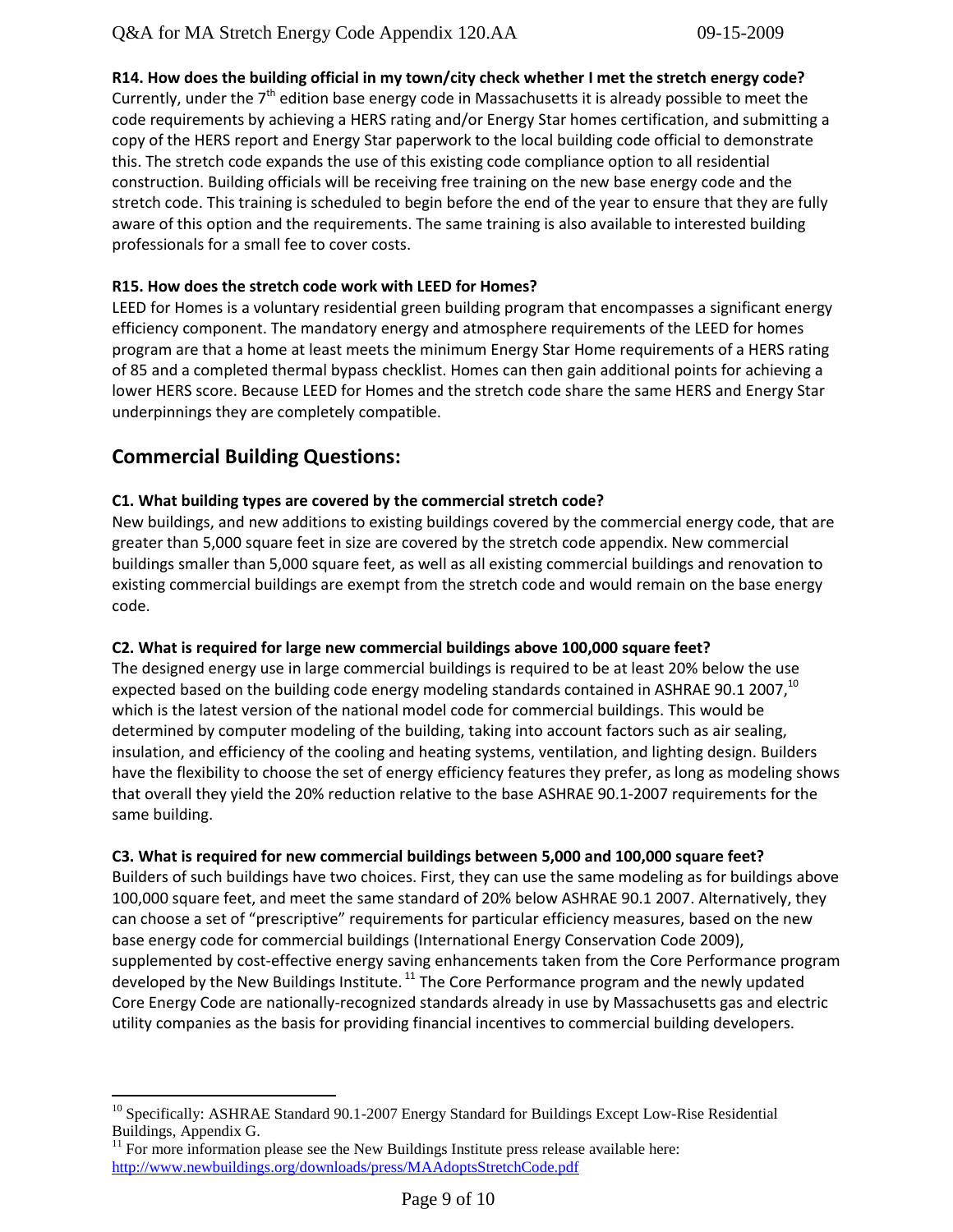**R14. How does the building official in my town/city check whether I met the stretch energy code?**
Currently, under the 7th edition base energy code in Massachusetts it is already possible to meet the code requirements by achieving a HERS rating and/or Energy Star homes certification, and submitting a copy of the HERS report and Energy Star paperwork to the local building code official to demonstrate this. The stretch code expands the use of this existing code compliance option to all residential construction. Building officials will be receiving free training on the new base energy code and the stretch code. This training is scheduled to begin before the end of the year to ensure that they are fully aware of this option and the requirements. The same training is also available to interested building professionals for a small fee to cover costs.

**R15. How does the stretch code work with LEED for Homes?**
LEED for Homes is a voluntary residential green building program that encompasses a significant energy efficiency component. The mandatory energy and atmosphere requirements of the LEED for homes program are that a home at least meets the minimum Energy Star Home requirements of a HERS rating of 85 and a completed thermal bypass checklist. Homes can then gain additional points for achieving a lower HERS score. Because LEED for Homes and the stretch code share the same HERS and Energy Star underpinnings they are completely compatible.

## Commercial Building Questions:

**C1. What building types are covered by the commercial stretch code?**
New buildings, and new additions to existing buildings covered by the commercial energy code, that are greater than 5,000 square feet in size are covered by the stretch code appendix. New commercial buildings smaller than 5,000 square feet, as well as all existing commercial buildings and renovation to existing commercial buildings are exempt from the stretch code and would remain on the base energy code.

**C2. What is required for large new commercial buildings above 100,000 square feet?**
The designed energy use in large commercial buildings is required to be at least 20% below the use expected based on the building code energy modeling standards contained in ASHRAE 90.1 2007,[10] which is the latest version of the national model code for commercial buildings. This would be determined by computer modeling of the building, taking into account factors such as air sealing, insulation, and efficiency of the cooling and heating systems, ventilation, and lighting design. Builders have the flexibility to choose the set of energy efficiency features they prefer, as long as modeling shows that overall they yield the 20% reduction relative to the base ASHRAE 90.1-2007 requirements for the same building.

**C3. What is required for new commercial buildings between 5,000 and 100,000 square feet?**
Builders of such buildings have two choices. First, they can use the same modeling as for buildings above 100,000 square feet, and meet the same standard of 20% below ASHRAE 90.1 2007. Alternatively, they can choose a set of "prescriptive" requirements for particular efficiency measures, based on the new base energy code for commercial buildings (International Energy Conservation Code 2009), supplemented by cost-effective energy saving enhancements taken from the Core Performance program developed by the New Buildings Institute.[11] The Core Performance program and the newly updated Core Energy Code are nationally-recognized standards already in use by Massachusetts gas and electric utility companies as the basis for providing financial incentives to commercial building developers.

---

[10] Specifically: ASHRAE Standard 90.1-2007 Energy Standard for Buildings Except Low-Rise Residential Buildings, Appendix G.

[11] For more information please see the New Buildings Institute press release available here: http://www.newbuildings.org/downloads/press/MAAdoptsStretchCode.pdf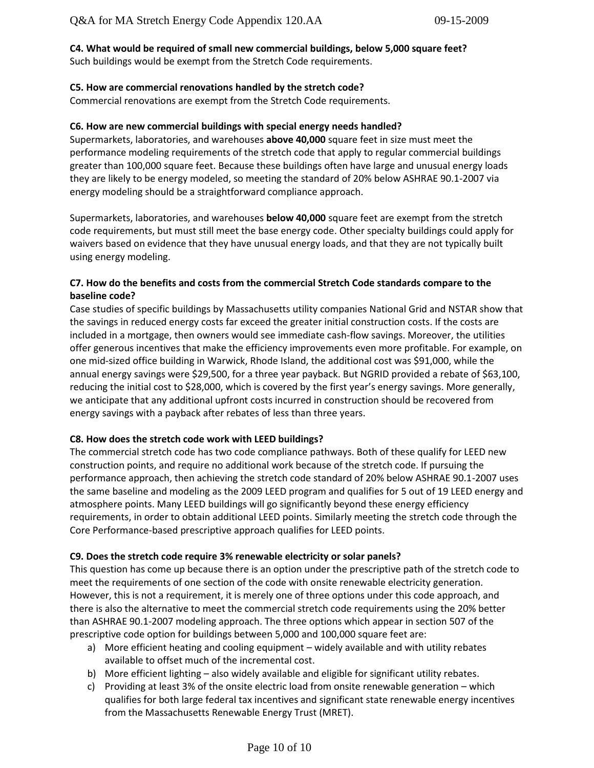**C4. What would be required of small new commercial buildings, below 5,000 square feet?**
Such buildings would be exempt from the Stretch Code requirements.

**C5. How are commercial renovations handled by the stretch code?**
Commercial renovations are exempt from the Stretch Code requirements.

**C6. How are new commercial buildings with special energy needs handled?**
Supermarkets, laboratories, and warehouses **above 40,000** square feet in size must meet the performance modeling requirements of the stretch code that apply to regular commercial buildings greater than 100,000 square feet. Because these buildings often have large and unusual energy loads they are likely to be energy modeled, so meeting the standard of 20% below ASHRAE 90.1-2007 via energy modeling should be a straightforward compliance approach.

Supermarkets, laboratories, and warehouses **below 40,000** square feet are exempt from the stretch code requirements, but must still meet the base energy code. Other specialty buildings could apply for waivers based on evidence that they have unusual energy loads, and that they are not typically built using energy modeling.

**C7. How do the benefits and costs from the commercial Stretch Code standards compare to the baseline code?**
Case studies of specific buildings by Massachusetts utility companies National Grid and NSTAR show that the savings in reduced energy costs far exceed the greater initial construction costs. If the costs are included in a mortgage, then owners would see immediate cash-flow savings. Moreover, the utilities offer generous incentives that make the efficiency improvements even more profitable. For example, on one mid-sized office building in Warwick, Rhode Island, the additional cost was $91,000, while the annual energy savings were $29,500, for a three year payback. But NGRID provided a rebate of $63,100, reducing the initial cost to $28,000, which is covered by the first year's energy savings. More generally, we anticipate that any additional upfront costs incurred in construction should be recovered from energy savings with a payback after rebates of less than three years.

**C8. How does the stretch code work with LEED buildings?**
The commercial stretch code has two code compliance pathways. Both of these qualify for LEED new construction points, and require no additional work because of the stretch code. If pursuing the performance approach, then achieving the stretch code standard of 20% below ASHRAE 90.1-2007 uses the same baseline and modeling as the 2009 LEED program and qualifies for 5 out of 19 LEED energy and atmosphere points. Many LEED buildings will go significantly beyond these energy efficiency requirements, in order to obtain additional LEED points. Similarly meeting the stretch code through the Core Performance-based prescriptive approach qualifies for LEED points.

**C9. Does the stretch code require 3% renewable electricity or solar panels?**
This question has come up because there is an option under the prescriptive path of the stretch code to meet the requirements of one section of the code with onsite renewable electricity generation. However, this is not a requirement, it is merely one of three options under this code approach, and there is also the alternative to meet the commercial stretch code requirements using the 20% better than ASHRAE 90.1-2007 modeling approach. The three options which appear in section 507 of the prescriptive code option for buildings between 5,000 and 100,000 square feet are:

a) More efficient heating and cooling equipment – widely available and with utility rebates available to offset much of the incremental cost.
b) More efficient lighting – also widely available and eligible for significant utility rebates.
c) Providing at least 3% of the onsite electric load from onsite renewable generation – which qualifies for both large federal tax incentives and significant state renewable energy incentives from the Massachusetts Renewable Energy Trust (MRET).